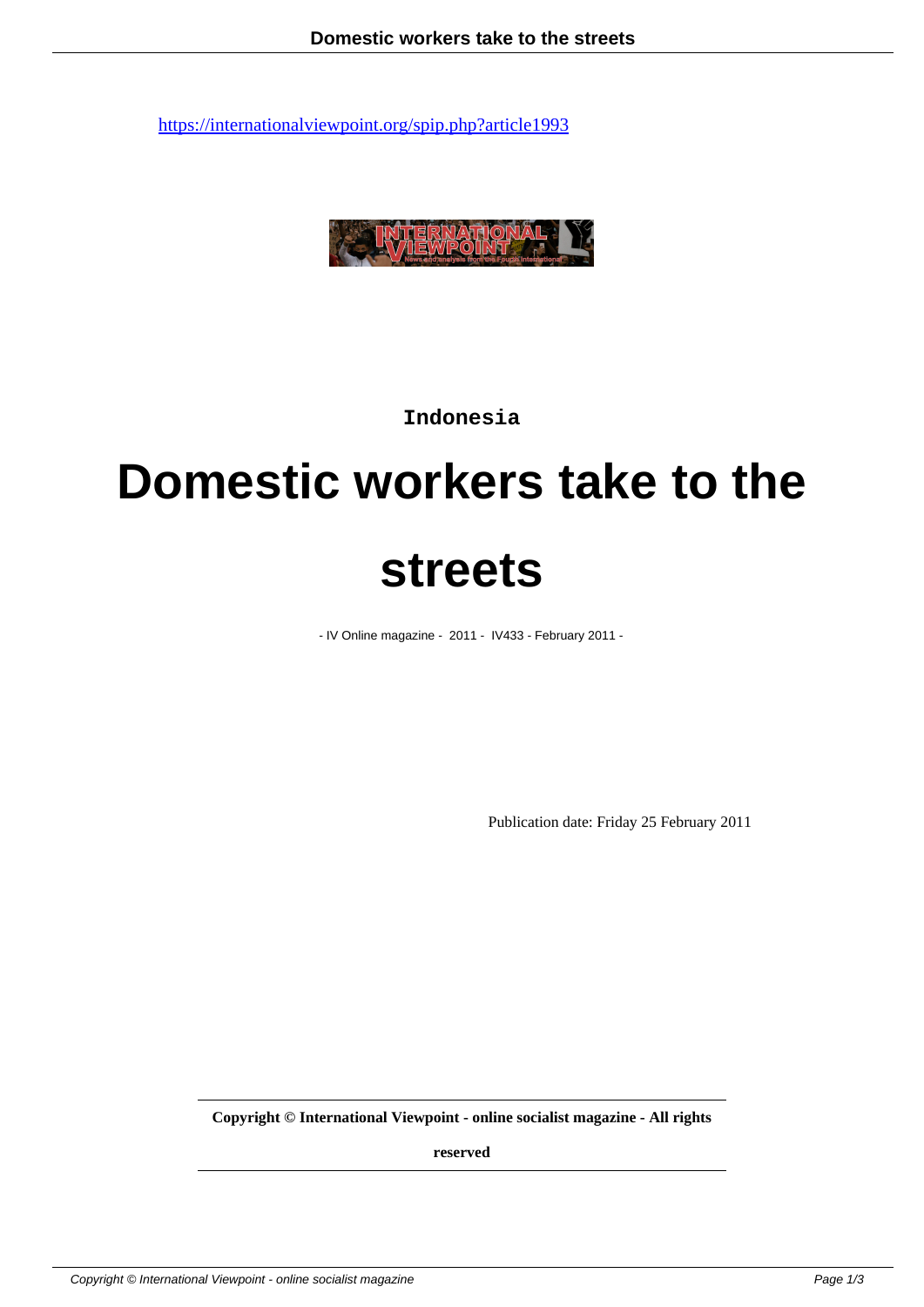https://internationalviewpoint.org/spip.php?article1993

Indonesia

# Domestic workers take to the streets

- IV Online magazine - 2011 - IV433 - February 2011 -

Publication date: Friday 25 February 2011

**Copyright © International Viewpoint - online socialist magazine - All rights reserved**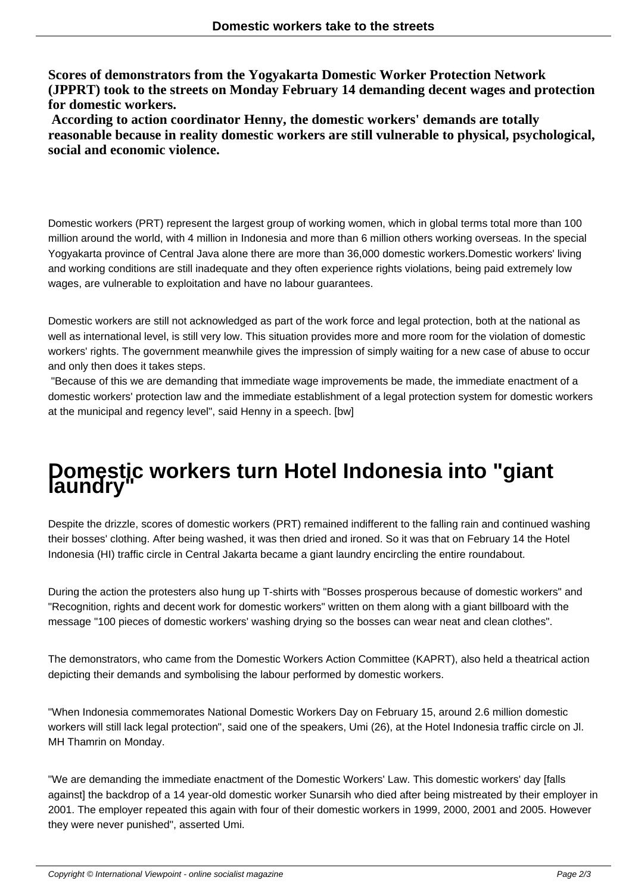**Scores of demonstrators from the Yogyakarta Domestic Worker Protection Network (JPPRT) took to the streets on Monday February 14 demanding decent wages and protection for domestic workers.**

**According to action coordinator Henny, the domestic workers' demands are totally reasonable because in reality domestic workers are still vulnerable to physical, psychological, social and economic violence.**

Domestic workers (PRT) represent the largest group of working women, which in global terms total more than 100 million around the world, with 4 million in Indonesia and more than 6 million others working overseas. In the special Yogyakarta province of Central Java alone there are more than 36,000 domestic workers.Domestic workers' living and working conditions are still inadequate and they often experience rights violations, being paid extremely low wages, are vulnerable to exploitation and have no labour guarantees.

Domestic workers are still not acknowledged as part of the work force and legal protection, both at the national as well as international level, is still very low. This situation provides more and more room for the violation of domestic workers' rights. The government meanwhile gives the impression of simply waiting for a new case of abuse to occur and only then does it takes steps.

"Because of this we are demanding that immediate wage improvements be made, the immediate enactment of a domestic workers' protection law and the immediate establishment of a legal protection system for domestic workers at the municipal and regency level", said Henny in a speech. [bw]

# Domestic workers turn Hotel Indonesia into "giant laundry"

Despite the drizzle, scores of domestic workers (PRT) remained indifferent to the falling rain and continued washing their bosses' clothing. After being washed, it was then dried and ironed. So it was that on February 14 the Hotel Indonesia (HI) traffic circle in Central Jakarta became a giant laundry encircling the entire roundabout.

During the action the protesters also hung up T-shirts with "Bosses prosperous because of domestic workers" and "Recognition, rights and decent work for domestic workers" written on them along with a giant billboard with the message "100 pieces of domestic workers' washing drying so the bosses can wear neat and clean clothes".

The demonstrators, who came from the Domestic Workers Action Committee (KAPRT), also held a theatrical action depicting their demands and symbolising the labour performed by domestic workers.

"When Indonesia commemorates National Domestic Workers Day on February 15, around 2.6 million domestic workers will still lack legal protection", said one of the speakers, Umi (26), at the Hotel Indonesia traffic circle on Jl. MH Thamrin on Monday.

"We are demanding the immediate enactment of the Domestic Workers' Law. This domestic workers' day [falls against] the backdrop of a 14 year-old domestic worker Sunarsih who died after being mistreated by their employer in 2001. The employer repeated this again with four of their domestic workers in 1999, 2000, 2001 and 2005. However they were never punished", asserted Umi.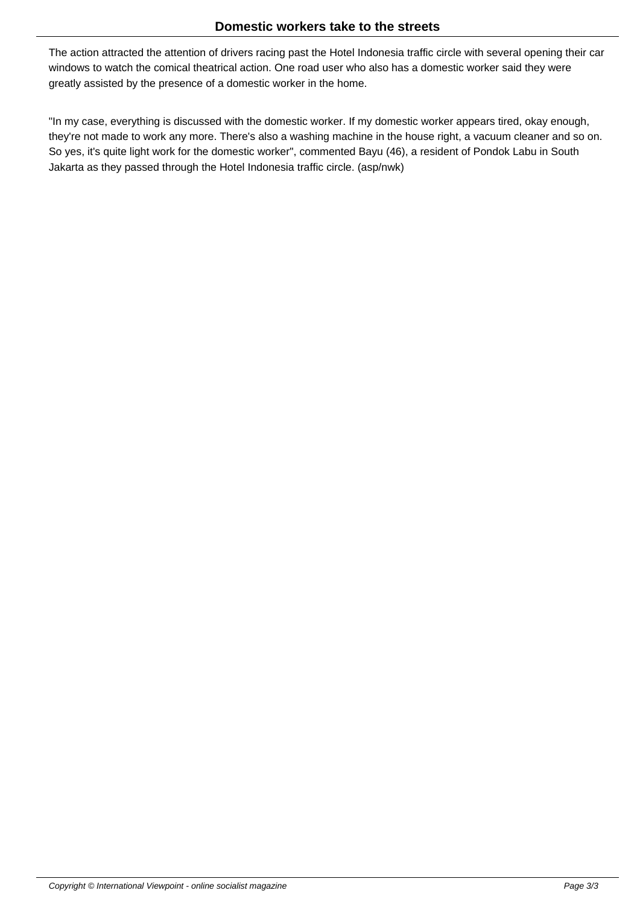The action attracted the attention of drivers racing past the Hotel Indonesia traffic circle with several opening their car windows to watch the comical theatrical action. One road user who also has a domestic worker said they were greatly assisted by the presence of a domestic worker in the home.

"In my case, everything is discussed with the domestic worker. If my domestic worker appears tired, okay enough, they're not made to work any more. There's also a washing machine in the house right, a vacuum cleaner and so on. So yes, it's quite light work for the domestic worker", commented Bayu (46), a resident of Pondok Labu in South Jakarta as they passed through the Hotel Indonesia traffic circle. (asp/nwk)